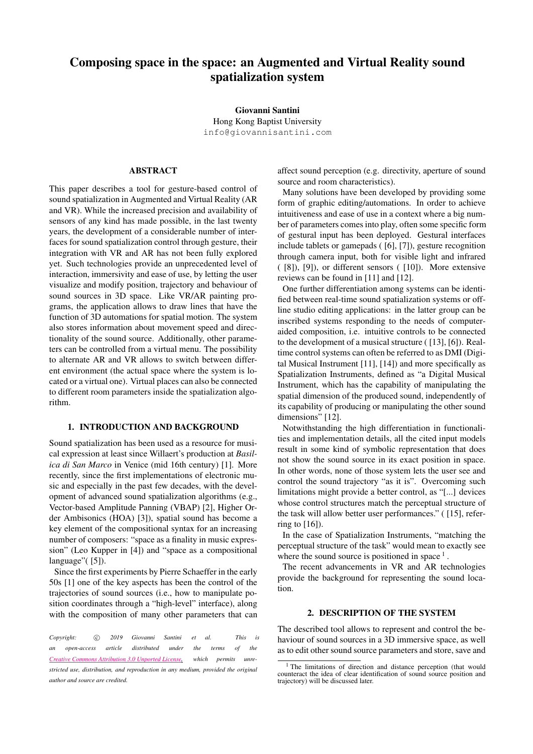# Composing space in the space: an Augmented and Virtual Reality sound spatialization system

**Giovanni Santini**
Hong Kong Baptist University
info@giovannisantini.com

## ABSTRACT

This paper describes a tool for gesture-based control of sound spatialization in Augmented and Virtual Reality (AR and VR). While the increased precision and availability of sensors of any kind has made possible, in the last twenty years, the development of a considerable number of interfaces for sound spatialization control through gesture, their integration with VR and AR has not been fully explored yet. Such technologies provide an unprecedented level of interaction, immersivity and ease of use, by letting the user visualize and modify position, trajectory and behaviour of sound sources in 3D space. Like VR/AR painting programs, the application allows to draw lines that have the function of 3D automations for spatial motion. The system also stores information about movement speed and directionality of the sound source. Additionally, other parameters can be controlled from a virtual menu. The possibility to alternate AR and VR allows to switch between different environment (the actual space where the system is located or a virtual one). Virtual places can also be connected to different room parameters inside the spatialization algorithm.

## 1. INTRODUCTION AND BACKGROUND

Sound spatialization has been used as a resource for musical expression at least since Willaert's production at *Basilica di San Marco* in Venice (mid 16th century) [1]. More recently, since the first implementations of electronic music and especially in the past few decades, with the development of advanced sound spatialization algorithms (e.g., Vector-based Amplitude Panning (VBAP) [2], Higher Order Ambisonics (HOA) [3]), spatial sound has become a key element of the compositional syntax for an increasing number of composers: "space as a finality in music expression" (Leo Kupper in [4]) and "space as a compositional language"( [5]).

Since the first experiments by Pierre Schaeffer in the early 50s [1] one of the key aspects has been the control of the trajectories of sound sources (i.e., how to manipulate position coordinates through a "high-level" interface), along with the composition of many other parameters that can affect sound perception (e.g. directivity, aperture of sound source and room characteristics).

Many solutions have been developed by providing some form of graphic editing/automations. In order to achieve intuitiveness and ease of use in a context where a big number of parameters comes into play, often some specific form of gestural input has been deployed. Gestural interfaces include tablets or gamepads ( [6], [7]), gesture recognition through camera input, both for visible light and infrared ( [8]), [9]), or different sensors ( [10]). More extensive reviews can be found in [11] and [12].

One further differentiation among systems can be identified between real-time sound spatialization systems or offline studio editing applications: in the latter group can be inscribed systems responding to the needs of computer-aided composition, i.e. intuitive controls to be connected to the development of a musical structure ( [13], [6]). Real-time control systems can often be referred to as DMI (Digital Musical Instrument [11], [14]) and more specifically as Spatialization Instruments, defined as "a Digital Musical Instrument, which has the capability of manipulating the spatial dimension of the produced sound, independently of its capability of producing or manipulating the other sound dimensions" [12].

Notwithstanding the high differentiation in functionalities and implementation details, all the cited input models result in some kind of symbolic representation that does not show the sound source in its exact position in space. In other words, none of those system lets the user see and control the sound trajectory "as it is". Overcoming such limitations might provide a better control, as "[...] devices whose control structures match the perceptual structure of the task will allow better user performances." ( [15], referring to [16]).

In the case of Spatialization Instruments, "matching the perceptual structure of the task" would mean to exactly see where the sound source is positioned in space [1].

The recent advancements in VR and AR technologies provide the background for representing the sound location.

## 2. DESCRIPTION OF THE SYSTEM

The described tool allows to represent and control the behaviour of sound sources in a 3D immersive space, as well as to edit other sound source parameters and store, save and

[1] The limitations of direction and distance perception (that would counteract the idea of clear identification of sound source position and trajectory) will be discussed later.

*Copyright: © 2019 Giovanni Santini et al. This is an open-access article distributed under the terms of the [Creative Commons Attribution 3.0 Unported License](http://creativecommons.org/licenses/by/3.0/), which permits unrestricted use, distribution, and reproduction in any medium, provided the original author and source are credited.*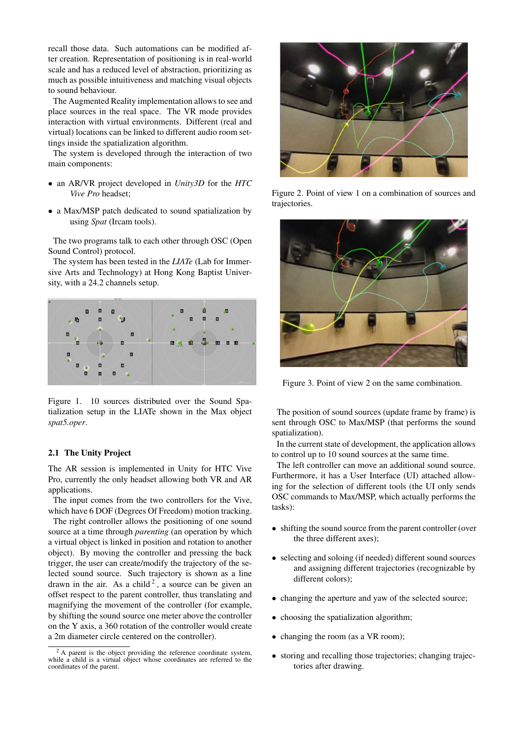recall those data. Such automations can be modified after creation. Representation of positioning is in real-world scale and has a reduced level of abstraction, prioritizing as much as possible intuitiveness and matching visual objects to sound behaviour.

The Augmented Reality implementation allows to see and place sources in the real space. The VR mode provides interaction with virtual environments. Different (real and virtual) locations can be linked to different audio room settings inside the spatialization algorithm.

The system is developed through the interaction of two main components:

- an AR/VR project developed in *Unity3D* for the *HTC Vive Pro* headset;
- a Max/MSP patch dedicated to sound spatialization by using *Spat* (Ircam tools).

The two programs talk to each other through OSC (Open Sound Control) protocol.

The system has been tested in the *LIATe* (Lab for Immersive Arts and Technology) at Hong Kong Baptist University, with a 24.2 channels setup.

Figure 1. 10 sources distributed over the Sound Spatialization setup in the LIATe shown in the Max object *spat5.oper*.

## 2.1 The Unity Project

The AR session is implemented in Unity for HTC Vive Pro, currently the only headset allowing both VR and AR applications.

The input comes from the two controllers for the Vive, which have 6 DOF (Degrees Of Freedom) motion tracking.

The right controller allows the positioning of one sound source at a time through *parenting* (an operation by which a virtual object is linked in position and rotation to another object). By moving the controller and pressing the back trigger, the user can create/modify the trajectory of the selected sound source. Such trajectory is shown as a line drawn in the air. As a child [2], a source can be given an offset respect to the parent controller, thus translating and magnifying the movement of the controller (for example, by shifting the sound source one meter above the controller on the Y axis, a 360 rotation of the controller would create a 2m diameter circle centered on the controller).

[2] A parent is the object providing the reference coordinate system, while a child is a virtual object whose coordinates are referred to the coordinates of the parent.

Figure 2. Point of view 1 on a combination of sources and trajectories.

Figure 3. Point of view 2 on the same combination.

The position of sound sources (update frame by frame) is sent through OSC to Max/MSP (that performs the sound spatialization).

In the current state of development, the application allows to control up to 10 sound sources at the same time.

The left controller can move an additional sound source. Furthermore, it has a User Interface (UI) attached allowing for the selection of different tools (the UI only sends OSC commands to Max/MSP, which actually performs the tasks):

- shifting the sound source from the parent controller (over the three different axes);
- selecting and soloing (if needed) different sound sources and assigning different trajectories (recognizable by different colors);
- changing the aperture and yaw of the selected source;
- choosing the spatialization algorithm;
- changing the room (as a VR room);
- storing and recalling those trajectories; changing trajectories after drawing.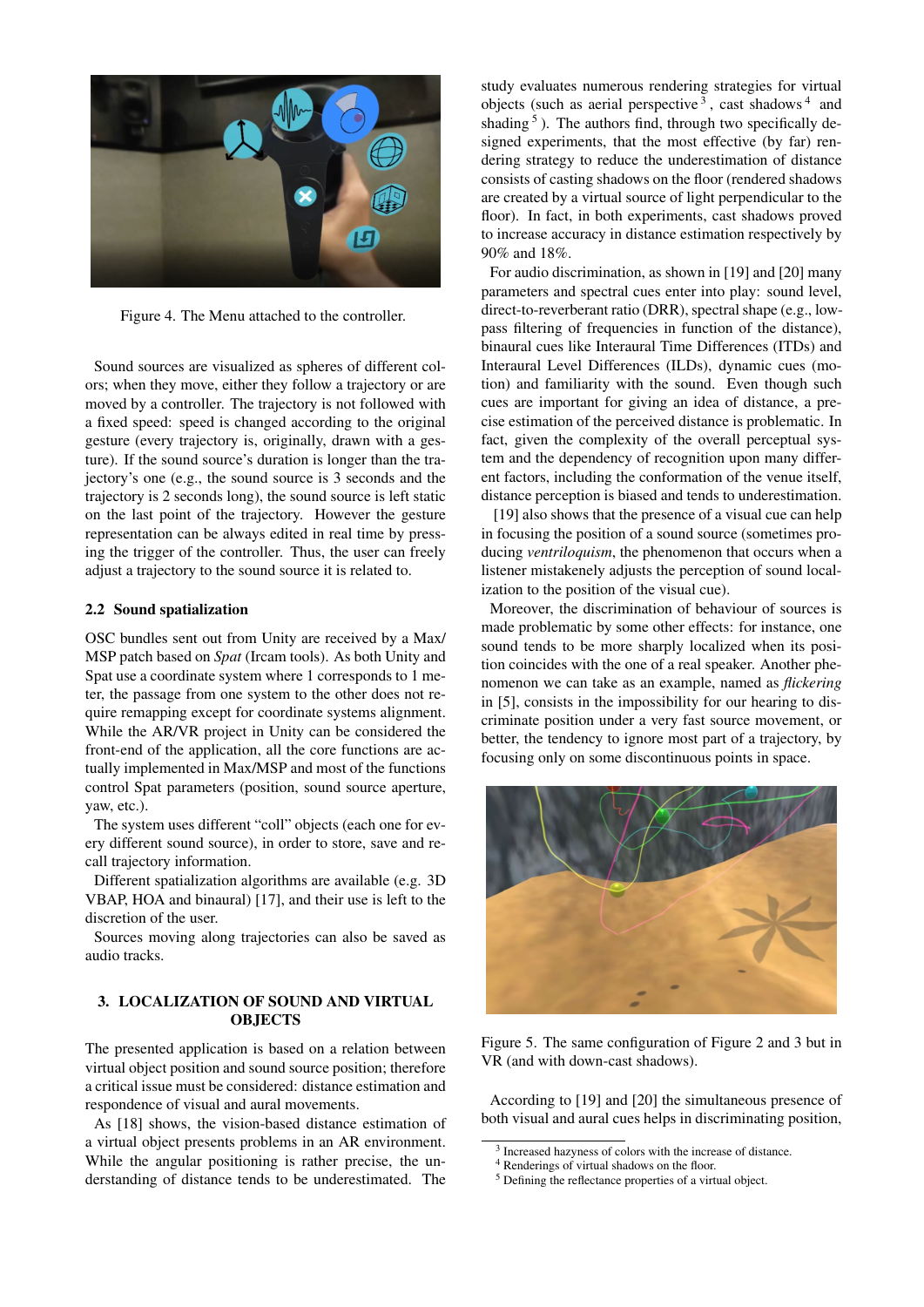Figure 4. The Menu attached to the controller.

Sound sources are visualized as spheres of different colors; when they move, either they follow a trajectory or are moved by a controller. The trajectory is not followed with a fixed speed: speed is changed according to the original gesture (every trajectory is, originally, drawn with a gesture). If the sound source's duration is longer than the trajectory's one (e.g., the sound source is 3 seconds and the trajectory is 2 seconds long), the sound source is left static on the last point of the trajectory. However the gesture representation can be always edited in real time by pressing the trigger of the controller. Thus, the user can freely adjust a trajectory to the sound source it is related to.

### 2.2 Sound spatialization

OSC bundles sent out from Unity are received by a Max/MSP patch based on *Spat* (Ircam tools). As both Unity and Spat use a coordinate system where 1 corresponds to 1 meter, the passage from one system to the other does not require remapping except for coordinate systems alignment. While the AR/VR project in Unity can be considered the front-end of the application, all the core functions are actually implemented in Max/MSP and most of the functions control Spat parameters (position, sound source aperture, yaw, etc.).

The system uses different "coll" objects (each one for every different sound source), in order to store, save and recall trajectory information.

Different spatialization algorithms are available (e.g. 3D VBAP, HOA and binaural) [17], and their use is left to the discretion of the user.

Sources moving along trajectories can also be saved as audio tracks.

## 3. LOCALIZATION OF SOUND AND VIRTUAL OBJECTS

The presented application is based on a relation between virtual object position and sound source position; therefore a critical issue must be considered: distance estimation and respondence of visual and aural movements.

As [18] shows, the vision-based distance estimation of a virtual object presents problems in an AR environment. While the angular positioning is rather precise, the understanding of distance tends to be underestimated. The study evaluates numerous rendering strategies for virtual objects (such as aerial perspective [3], cast shadows [4] and shading [5]). The authors find, through two specifically designed experiments, that the most effective (by far) rendering strategy to reduce the underestimation of distance consists of casting shadows on the floor (rendered shadows are created by a virtual source of light perpendicular to the floor). In fact, in both experiments, cast shadows proved to increase accuracy in distance estimation respectively by 90% and 18%.

For audio discrimination, as shown in [19] and [20] many parameters and spectral cues enter into play: sound level, direct-to-reverberant ratio (DRR), spectral shape (e.g., low-pass filtering of frequencies in function of the distance), binaural cues like Interaural Time Differences (ITDs) and Interaural Level Differences (ILDs), dynamic cues (motion) and familiarity with the sound. Even though such cues are important for giving an idea of distance, a precise estimation of the perceived distance is problematic. In fact, given the complexity of the overall perceptual system and the dependency of recognition upon many different factors, including the conformation of the venue itself, distance perception is biased and tends to underestimation.

[19] also shows that the presence of a visual cue can help in focusing the position of a sound source (sometimes producing *ventriloquism*, the phenomenon that occurs when a listener mistakenly adjusts the perception of sound localization to the position of the visual cue).

Moreover, the discrimination of behaviour of sources is made problematic by some other effects: for instance, one sound tends to be more sharply localized when its position coincides with the one of a real speaker. Another phenomenon we can take as an example, named as *flickering* in [5], consists in the impossibility for our hearing to discriminate position under a very fast source movement, or better, the tendency to ignore most part of a trajectory, by focusing only on some discontinuous points in space.

Figure 5. The same configuration of Figure 2 and 3 but in VR (and with down-cast shadows).

According to [19] and [20] the simultaneous presence of both visual and aural cues helps in discriminating position,

[3] Increased hazyness of colors with the increase of distance.

[4] Renderings of virtual shadows on the floor.

[5] Defining the reflectance properties of a virtual object.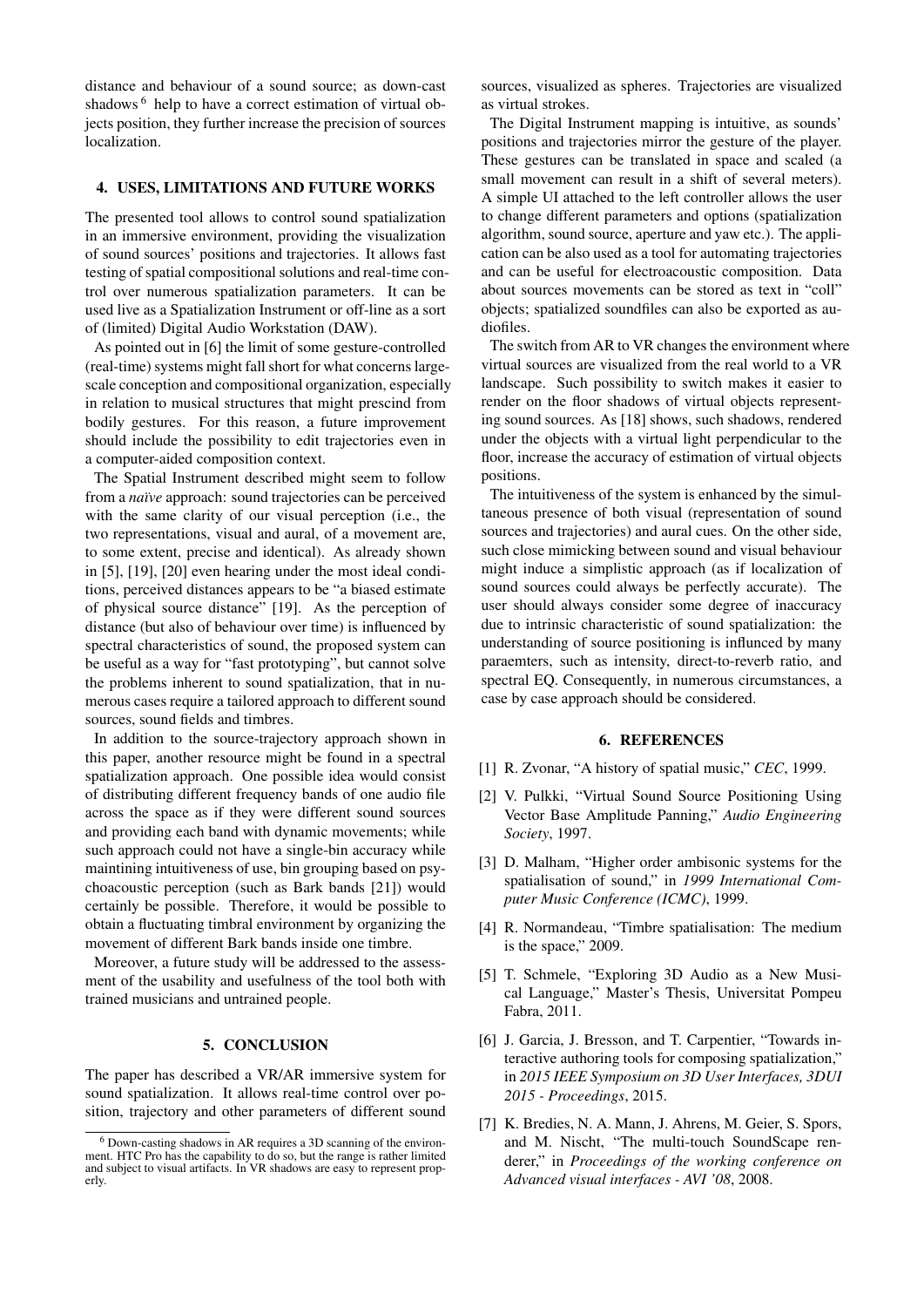distance and behaviour of a sound source; as down-cast shadows [6] help to have a correct estimation of virtual objects position, they further increase the precision of sources localization.

## 4. USES, LIMITATIONS AND FUTURE WORKS

The presented tool allows to control sound spatialization in an immersive environment, providing the visualization of sound sources' positions and trajectories. It allows fast testing of spatial compositional solutions and real-time control over numerous spatialization parameters. It can be used live as a Spatialization Instrument or off-line as a sort of (limited) Digital Audio Workstation (DAW).

As pointed out in [6] the limit of some gesture-controlled (real-time) systems might fall short for what concerns large-scale conception and compositional organization, especially in relation to musical structures that might prescind from bodily gestures. For this reason, a future improvement should include the possibility to edit trajectories even in a computer-aided composition context.

The Spatial Instrument described might seem to follow from a *naïve* approach: sound trajectories can be perceived with the same clarity of our visual perception (i.e., the two representations, visual and aural, of a movement are, to some extent, precise and identical). As already shown in [5], [19], [20] even hearing under the most ideal conditions, perceived distances appears to be "a biased estimate of physical source distance" [19]. As the perception of distance (but also of behaviour over time) is influenced by spectral characteristics of sound, the proposed system can be useful as a way for "fast prototyping", but cannot solve the problems inherent to sound spatialization, that in numerous cases require a tailored approach to different sound sources, sound fields and timbres.

In addition to the source-trajectory approach shown in this paper, another resource might be found in a spectral spatialization approach. One possible idea would consist of distributing different frequency bands of one audio file across the space as if they were different sound sources and providing each band with dynamic movements; while such approach could not have a single-bin accuracy while maintining intuitiveness of use, bin grouping based on psychoacoustic perception (such as Bark bands [21]) would certainly be possible. Therefore, it would be possible to obtain a fluctuating timbral environment by organizing the movement of different Bark bands inside one timbre.

Moreover, a future study will be addressed to the assessment of the usability and usefulness of the tool both with trained musicians and untrained people.

## 5. CONCLUSION

The paper has described a VR/AR immersive system for sound spatialization. It allows real-time control over position, trajectory and other parameters of different sound sources, visualized as spheres. Trajectories are visualized as virtual strokes.

The Digital Instrument mapping is intuitive, as sounds' positions and trajectories mirror the gesture of the player. These gestures can be translated in space and scaled (a small movement can result in a shift of several meters). A simple UI attached to the left controller allows the user to change different parameters and options (spatialization algorithm, sound source, aperture and yaw etc.). The application can be also used as a tool for automating trajectories and can be useful for electroacoustic composition. Data about sources movements can be stored as text in "coll" objects; spatialized soundfiles can also be exported as audiofiles.

The switch from AR to VR changes the environment where virtual sources are visualized from the real world to a VR landscape. Such possibility to switch makes it easier to render on the floor shadows of virtual objects representing sound sources. As [18] shows, such shadows, rendered under the objects with a virtual light perpendicular to the floor, increase the accuracy of estimation of virtual objects positions.

The intuitiveness of the system is enhanced by the simultaneous presence of both visual (representation of sound sources and trajectories) and aural cues. On the other side, such close mimicking between sound and visual behaviour might induce a simplistic approach (as if localization of sound sources could always be perfectly accurate). The user should always consider some degree of inaccuracy due to intrinsic characteristic of sound spatialization: the understanding of source positioning is influnced by many paraemters, such as intensity, direct-to-reverb ratio, and spectral EQ. Consequently, in numerous circumstances, a case by case approach should be considered.

## 6. REFERENCES

[1] R. Zvonar, "A history of spatial music," *CEC*, 1999.

[2] V. Pulkki, "Virtual Sound Source Positioning Using Vector Base Amplitude Panning," *Audio Engineering Society*, 1997.

[3] D. Malham, "Higher order ambisonic systems for the spatialisation of sound," in *1999 International Computer Music Conference (ICMC)*, 1999.

[4] R. Normandeau, "Timbre spatialisation: The medium is the space," 2009.

[5] T. Schmele, "Exploring 3D Audio as a New Musical Language," Master's Thesis, Universitat Pompeu Fabra, 2011.

[6] J. Garcia, J. Bresson, and T. Carpentier, "Towards interactive authoring tools for composing spatialization," in *2015 IEEE Symposium on 3D User Interfaces, 3DUI 2015 - Proceedings*, 2015.

[7] K. Bredies, N. A. Mann, J. Ahrens, M. Geier, S. Spors, and M. Nischt, "The multi-touch SoundScape renderer," in *Proceedings of the working conference on Advanced visual interfaces - AVI '08*, 2008.

[6] Down-casting shadows in AR requires a 3D scanning of the environment. HTC Pro has the capability to do so, but the range is rather limited and subject to visual artifacts. In VR shadows are easy to represent properly.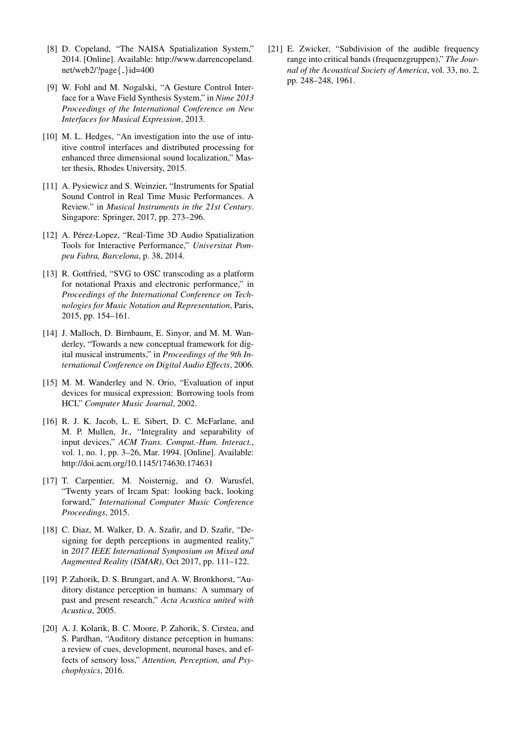[8] D. Copeland, "The NAISA Spatialization System," 2014. [Online]. Available: http://www.darrencopeland.net/web2/?page{_}id=400

[9] W. Fohl and M. Nogalski, "A Gesture Control Interface for a Wave Field Synthesis System," in *Nime 2013 Proceedings of the International Conference on New Interfaces for Musical Expression*, 2013.

[10] M. L. Hedges, "An investigation into the use of intuitive control interfaces and distributed processing for enhanced three dimensional sound localization," Master thesis, Rhodes University, 2015.

[11] A. Pysiewicz and S. Weinzier, "Instruments for Spatial Sound Control in Real Time Music Performances. A Review." in *Musical Instruments in the 21st Century*. Singapore: Springer, 2017, pp. 273–296.

[12] A. Pérez-Lopez, "Real-Time 3D Audio Spatialization Tools for Interactive Performance," *Universitat Pompeu Fabra, Barcelona*, p. 38, 2014.

[13] R. Gottfried, "SVG to OSC transcoding as a platform for notational Praxis and electronic performance," in *Proceedings of the International Conference on Technologies for Music Notation and Representation*, Paris, 2015, pp. 154–161.

[14] J. Malloch, D. Birnbaum, E. Sinyor, and M. M. Wanderley, "Towards a new conceptual framework for digital musical instruments," in *Proceedings of the 9th International Conference on Digital Audio Effects*, 2006.

[15] M. M. Wanderley and N. Orio, "Evaluation of input devices for musical expression: Borrowing tools from HCI," *Computer Music Journal*, 2002.

[16] R. J. K. Jacob, L. E. Sibert, D. C. McFarlane, and M. P. Mullen, Jr., "Integrality and separability of input devices," *ACM Trans. Comput.-Hum. Interact.*, vol. 1, no. 1, pp. 3–26, Mar. 1994. [Online]. Available: http://doi.acm.org/10.1145/174630.174631

[17] T. Carpentier, M. Noisternig, and O. Warusfel, "Twenty years of Ircam Spat: looking back, looking forward," *International Computer Music Conference Proceedings*, 2015.

[18] C. Diaz, M. Walker, D. A. Szafir, and D. Szafir, "Designing for depth perceptions in augmented reality," in *2017 IEEE International Symposium on Mixed and Augmented Reality (ISMAR)*, Oct 2017, pp. 111–122.

[19] P. Zahorik, D. S. Brungart, and A. W. Bronkhorst, "Auditory distance perception in humans: A summary of past and present research," *Acta Acustica united with Acustica*, 2005.

[20] A. J. Kolarik, B. C. Moore, P. Zahorik, S. Cirstea, and S. Pardhan, "Auditory distance perception in humans: a review of cues, development, neuronal bases, and effects of sensory loss," *Attention, Perception, and Psychophysics*, 2016.

[21] E. Zwicker, "Subdivision of the audible frequency range into critical bands (frequenzgruppen)," *The Journal of the Acoustical Society of America*, vol. 33, no. 2, pp. 248–248, 1961.